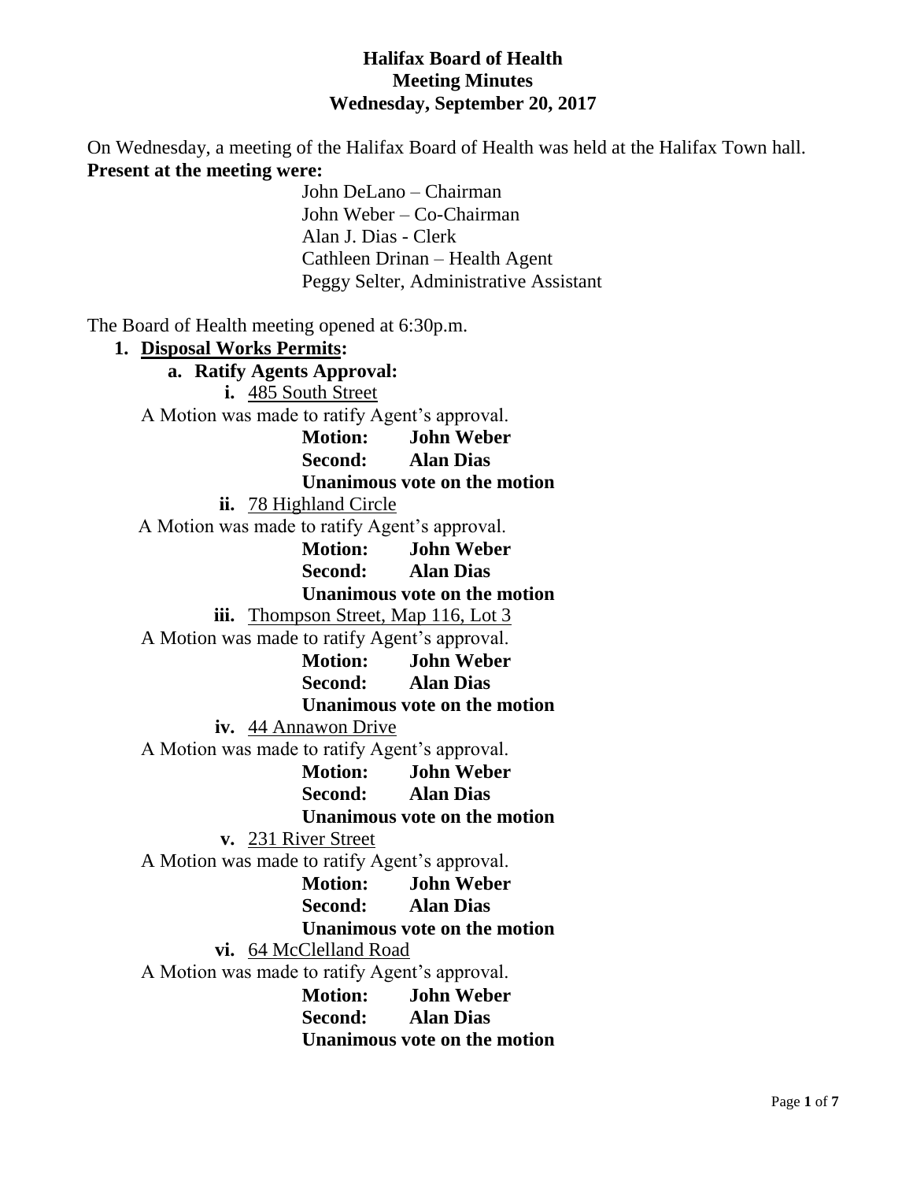# Halifax Board of Health
## Meeting Minutes
### Wednesday, September 20, 2017

On Wednesday, a meeting of the Halifax Board of Health was held at the Halifax Town hall.

**Present at the meeting were:**

John DeLano – Chairman
John Weber – Co-Chairman
Alan J. Dias - Clerk
Cathleen Drinan – Health Agent
Peggy Selter, Administrative Assistant

The Board of Health meeting opened at 6:30p.m.

1. **Disposal Works Permits:**
   a. **Ratify Agents Approval:**
      i. 485 South Street

      A Motion was made to ratify Agent's approval.
      **Motion: John Weber**
      **Second: Alan Dias**
      **Unanimous vote on the motion**

      ii. 78 Highland Circle

      A Motion was made to ratify Agent's approval.
      **Motion: John Weber**
      **Second: Alan Dias**
      **Unanimous vote on the motion**

      iii. Thompson Street, Map 116, Lot 3

      A Motion was made to ratify Agent's approval.
      **Motion: John Weber**
      **Second: Alan Dias**
      **Unanimous vote on the motion**

      iv. 44 Annawon Drive

      A Motion was made to ratify Agent's approval.
      **Motion: John Weber**
      **Second: Alan Dias**
      **Unanimous vote on the motion**

      v. 231 River Street

      A Motion was made to ratify Agent's approval.
      **Motion: John Weber**
      **Second: Alan Dias**
      **Unanimous vote on the motion**

      vi. 64 McClelland Road

      A Motion was made to ratify Agent's approval.
      **Motion: John Weber**
      **Second: Alan Dias**
      **Unanimous vote on the motion**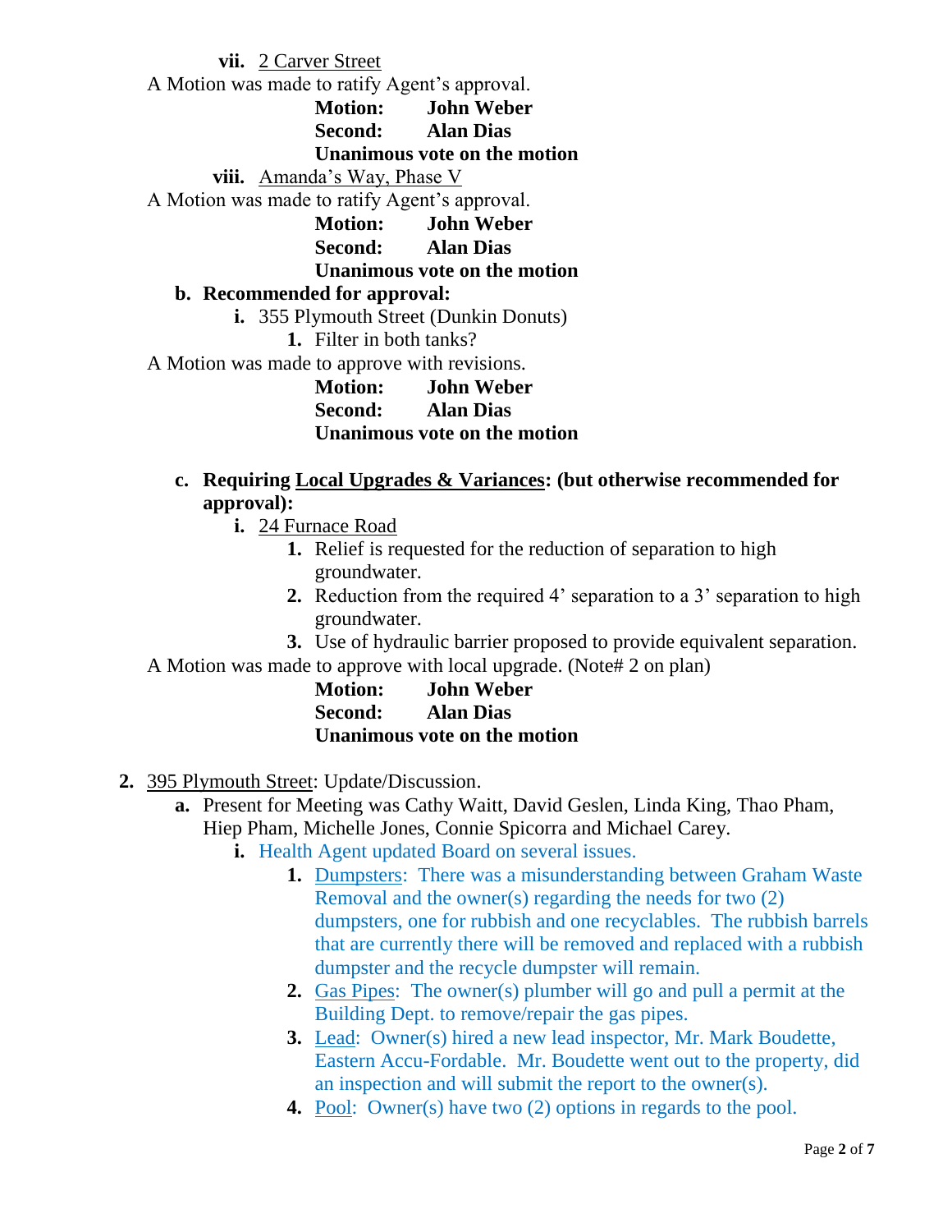**vii.** 2 Carver Street

A Motion was made to ratify Agent's approval.

**Motion:** **John Weber**
**Second:** **Alan Dias**
**Unanimous vote on the motion**

**viii.** Amanda's Way, Phase V

A Motion was made to ratify Agent's approval.

**Motion:** **John Weber**
**Second:** **Alan Dias**
**Unanimous vote on the motion**

**b. Recommended for approval:**

**i.** 355 Plymouth Street (Dunkin Donuts)

1. Filter in both tanks?

A Motion was made to approve with revisions.

**Motion:** **John Weber**
**Second:** **Alan Dias**
**Unanimous vote on the motion**

**c. Requiring Local Upgrades & Variances: (but otherwise recommended for approval):**

**i.** 24 Furnace Road

1. Relief is requested for the reduction of separation to high groundwater.
2. Reduction from the required 4' separation to a 3' separation to high groundwater.
3. Use of hydraulic barrier proposed to provide equivalent separation.

A Motion was made to approve with local upgrade. (Note# 2 on plan)

**Motion:** **John Weber**
**Second:** **Alan Dias**
**Unanimous vote on the motion**

**2.** 395 Plymouth Street: Update/Discussion.

**a.** Present for Meeting was Cathy Waitt, David Geslen, Linda King, Thao Pham, Hiep Pham, Michelle Jones, Connie Spicorra and Michael Carey.

**i.** Health Agent updated Board on several issues.

1. Dumpsters: There was a misunderstanding between Graham Waste Removal and the owner(s) regarding the needs for two (2) dumpsters, one for rubbish and one recyclables. The rubbish barrels that are currently there will be removed and replaced with a rubbish dumpster and the recycle dumpster will remain.
2. Gas Pipes: The owner(s) plumber will go and pull a permit at the Building Dept. to remove/repair the gas pipes.
3. Lead: Owner(s) hired a new lead inspector, Mr. Mark Boudette, Eastern Accu-Fordable. Mr. Boudette went out to the property, did an inspection and will submit the report to the owner(s).
4. Pool: Owner(s) have two (2) options in regards to the pool.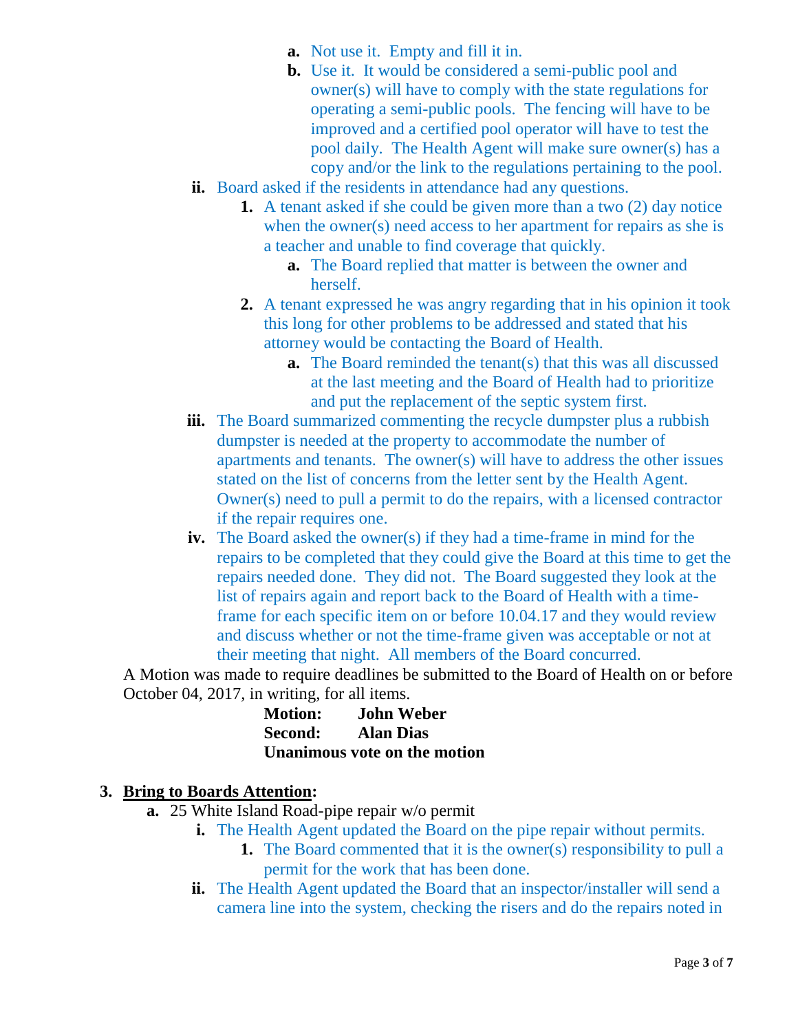a. Not use it. Empty and fill it in.

b. Use it. It would be considered a semi-public pool and owner(s) will have to comply with the state regulations for operating a semi-public pools. The fencing will have to be improved and a certified pool operator will have to test the pool daily. The Health Agent will make sure owner(s) has a copy and/or the link to the regulations pertaining to the pool.

ii. Board asked if the residents in attendance had any questions.

1. A tenant asked if she could be given more than a two (2) day notice when the owner(s) need access to her apartment for repairs as she is a teacher and unable to find coverage that quickly.

   a. The Board replied that matter is between the owner and herself.

2. A tenant expressed he was angry regarding that in his opinion it took this long for other problems to be addressed and stated that his attorney would be contacting the Board of Health.

   a. The Board reminded the tenant(s) that this was all discussed at the last meeting and the Board of Health had to prioritize and put the replacement of the septic system first.

iii. The Board summarized commenting the recycle dumpster plus a rubbish dumpster is needed at the property to accommodate the number of apartments and tenants. The owner(s) will have to address the other issues stated on the list of concerns from the letter sent by the Health Agent. Owner(s) need to pull a permit to do the repairs, with a licensed contractor if the repair requires one.

iv. The Board asked the owner(s) if they had a time-frame in mind for the repairs to be completed that they could give the Board at this time to get the repairs needed done. They did not. The Board suggested they look at the list of repairs again and report back to the Board of Health with a time-frame for each specific item on or before 10.04.17 and they would review and discuss whether or not the time-frame given was acceptable or not at their meeting that night. All members of the Board concurred.

A Motion was made to require deadlines be submitted to the Board of Health on or before October 04, 2017, in writing, for all items.

**Motion: John Weber**
**Second: Alan Dias**
**Unanimous vote on the motion**

## 3. <u>Bring to Boards Attention</u>:

a. 25 White Island Road-pipe repair w/o permit

i. The Health Agent updated the Board on the pipe repair without permits.

1. The Board commented that it is the owner(s) responsibility to pull a permit for the work that has been done.

ii. The Health Agent updated the Board that an inspector/installer will send a camera line into the system, checking the risers and do the repairs noted in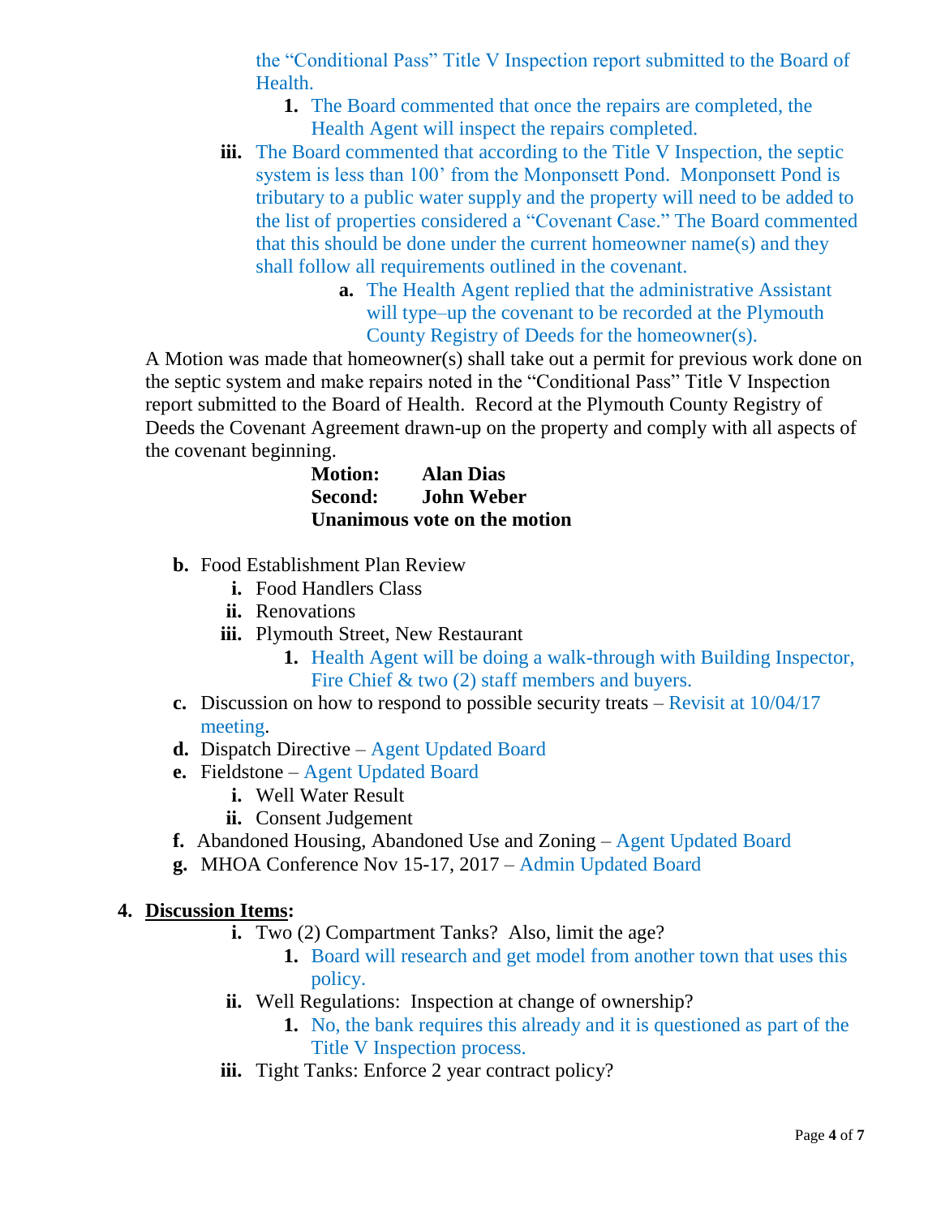the "Conditional Pass" Title V Inspection report submitted to the Board of Health.

1. The Board commented that once the repairs are completed, the Health Agent will inspect the repairs completed.

iii. The Board commented that according to the Title V Inspection, the septic system is less than 100' from the Monponsett Pond. Monponsett Pond is tributary to a public water supply and the property will need to be added to the list of properties considered a "Covenant Case." The Board commented that this should be done under the current homeowner name(s) and they shall follow all requirements outlined in the covenant.

   a. The Health Agent replied that the administrative Assistant will type–up the covenant to be recorded at the Plymouth County Registry of Deeds for the homeowner(s).

A Motion was made that homeowner(s) shall take out a permit for previous work done on the septic system and make repairs noted in the "Conditional Pass" Title V Inspection report submitted to the Board of Health. Record at the Plymouth County Registry of Deeds the Covenant Agreement drawn-up on the property and comply with all aspects of the covenant beginning.

**Motion: Alan Dias**
**Second: John Weber**
**Unanimous vote on the motion**

b. Food Establishment Plan Review
   i. Food Handlers Class
   ii. Renovations
   iii. Plymouth Street, New Restaurant
      1. Health Agent will be doing a walk-through with Building Inspector, Fire Chief & two (2) staff members and buyers.

c. Discussion on how to respond to possible security treats – Revisit at 10/04/17 meeting.

d. Dispatch Directive – Agent Updated Board

e. Fieldstone – Agent Updated Board
   i. Well Water Result
   ii. Consent Judgement

f. Abandoned Housing, Abandoned Use and Zoning – Agent Updated Board

g. MHOA Conference Nov 15-17, 2017 – Admin Updated Board

4. **Discussion Items:**

   i. Two (2) Compartment Tanks? Also, limit the age?
      1. Board will research and get model from another town that uses this policy.
   ii. Well Regulations: Inspection at change of ownership?
      1. No, the bank requires this already and it is questioned as part of the Title V Inspection process.
   iii. Tight Tanks: Enforce 2 year contract policy?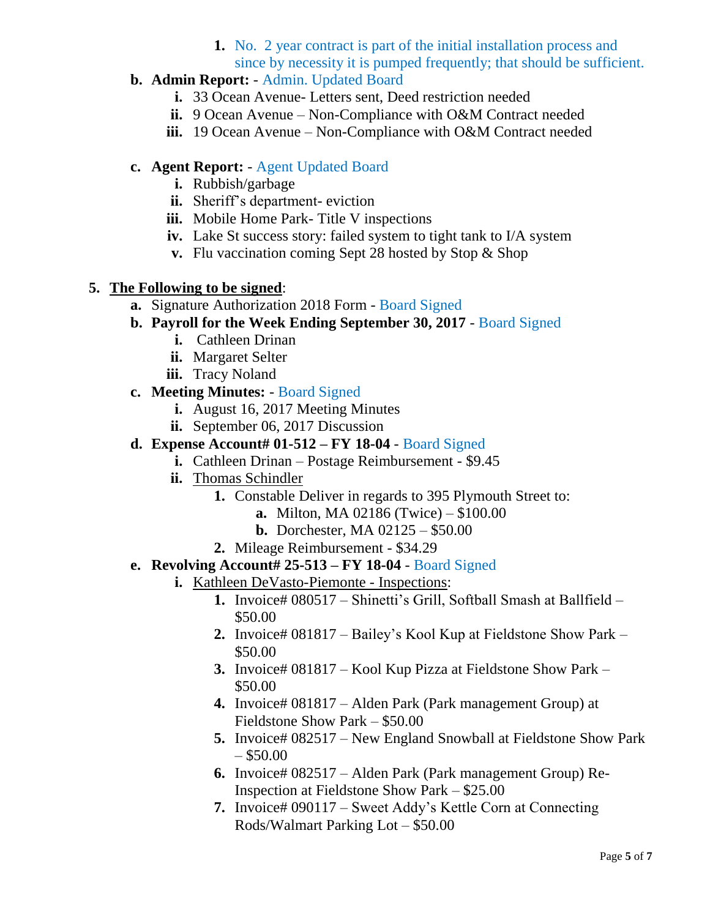1. No. 2 year contract is part of the initial installation process and since by necessity it is pumped frequently; that should be sufficient.

b. **Admin Report:** - Admin. Updated Board
   i. 33 Ocean Avenue- Letters sent, Deed restriction needed
   ii. 9 Ocean Avenue – Non-Compliance with O&M Contract needed
   iii. 19 Ocean Avenue – Non-Compliance with O&M Contract needed

c. **Agent Report:** - Agent Updated Board
   i. Rubbish/garbage
   ii. Sheriff's department- eviction
   iii. Mobile Home Park- Title V inspections
   iv. Lake St success story: failed system to tight tank to I/A system
   v. Flu vaccination coming Sept 28 hosted by Stop & Shop

5. **The Following to be signed**:
   a. Signature Authorization 2018 Form - Board Signed
   b. **Payroll for the Week Ending September 30, 2017** - Board Signed
      i. Cathleen Drinan
      ii. Margaret Selter
      iii. Tracy Noland
   c. **Meeting Minutes:** - Board Signed
      i. August 16, 2017 Meeting Minutes
      ii. September 06, 2017 Discussion
   d. **Expense Account# 01-512 – FY 18-04** - Board Signed
      i. Cathleen Drinan – Postage Reimbursement - $9.45
      ii. Thomas Schindler
         1. Constable Deliver in regards to 395 Plymouth Street to:
            a. Milton, MA 02186 (Twice) – $100.00
            b. Dorchester, MA 02125 – $50.00
         2. Mileage Reimbursement - $34.29
   e. **Revolving Account# 25-513 – FY 18-04** - Board Signed
      i. Kathleen DeVasto-Piemonte - Inspections:
         1. Invoice# 080517 – Shinetti's Grill, Softball Smash at Ballfield – $50.00
         2. Invoice# 081817 – Bailey's Kool Kup at Fieldstone Show Park – $50.00
         3. Invoice# 081817 – Kool Kup Pizza at Fieldstone Show Park – $50.00
         4. Invoice# 081817 – Alden Park (Park management Group) at Fieldstone Show Park – $50.00
         5. Invoice# 082517 – New England Snowball at Fieldstone Show Park – $50.00
         6. Invoice# 082517 – Alden Park (Park management Group) Re-Inspection at Fieldstone Show Park – $25.00
         7. Invoice# 090117 – Sweet Addy's Kettle Corn at Connecting Rods/Walmart Parking Lot – $50.00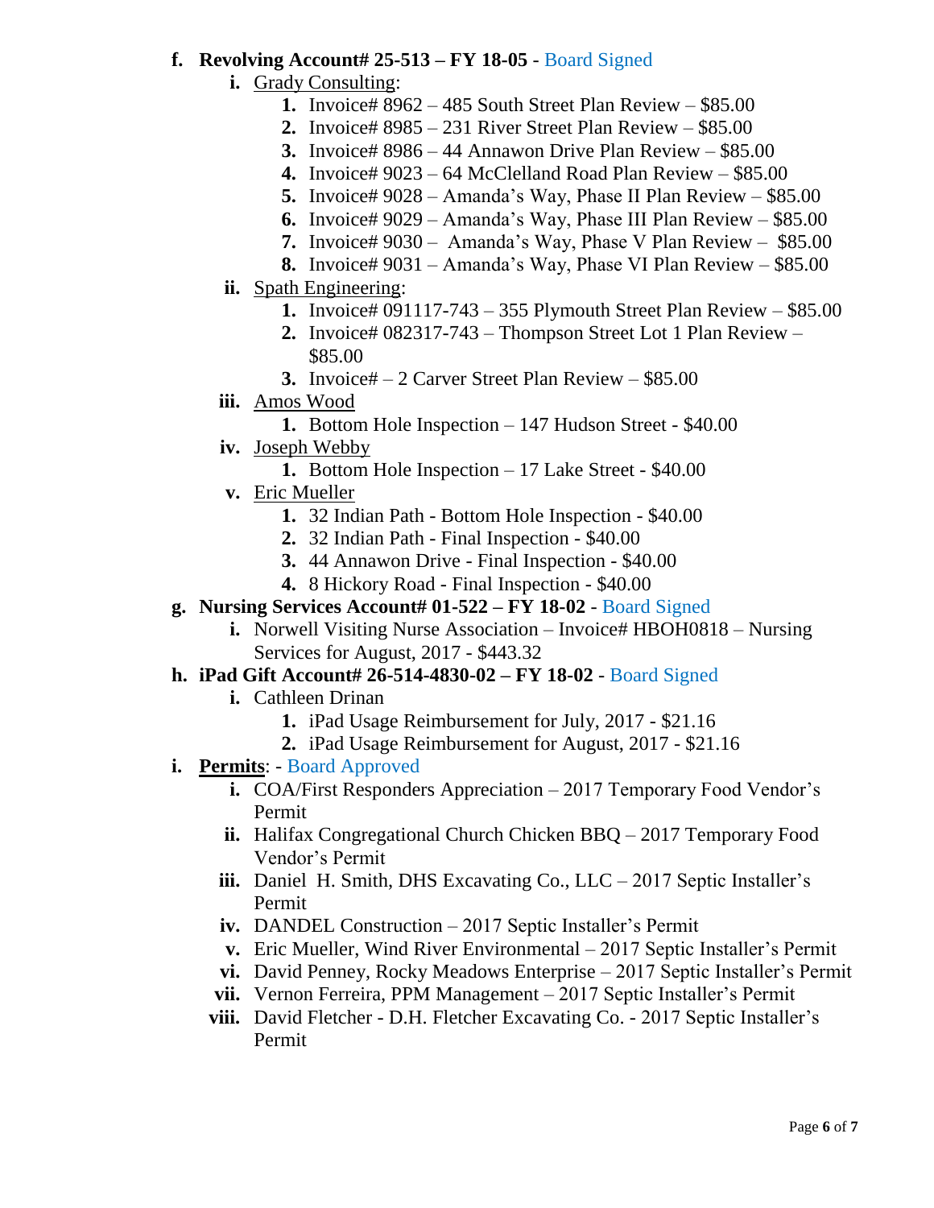f. **Revolving Account# 25-513 – FY 18-05** - Board Signed
   i. Grady Consulting:
      1. Invoice# 8962 – 485 South Street Plan Review – $85.00
      2. Invoice# 8985 – 231 River Street Plan Review – $85.00
      3. Invoice# 8986 – 44 Annawon Drive Plan Review – $85.00
      4. Invoice# 9023 – 64 McClelland Road Plan Review – $85.00
      5. Invoice# 9028 – Amanda's Way, Phase II Plan Review – $85.00
      6. Invoice# 9029 – Amanda's Way, Phase III Plan Review – $85.00
      7. Invoice# 9030 – Amanda's Way, Phase V Plan Review – $85.00
      8. Invoice# 9031 – Amanda's Way, Phase VI Plan Review – $85.00
   ii. Spath Engineering:
      1. Invoice# 091117-743 – 355 Plymouth Street Plan Review – $85.00
      2. Invoice# 082317-743 – Thompson Street Lot 1 Plan Review – $85.00
      3. Invoice# – 2 Carver Street Plan Review – $85.00
   iii. Amos Wood
      1. Bottom Hole Inspection – 147 Hudson Street - $40.00
   iv. Joseph Webby
      1. Bottom Hole Inspection – 17 Lake Street - $40.00
   v. Eric Mueller
      1. 32 Indian Path - Bottom Hole Inspection - $40.00
      2. 32 Indian Path - Final Inspection - $40.00
      3. 44 Annawon Drive - Final Inspection - $40.00
      4. 8 Hickory Road - Final Inspection - $40.00

g. **Nursing Services Account# 01-522 – FY 18-02** - Board Signed
   i. Norwell Visiting Nurse Association – Invoice# HBOH0818 – Nursing Services for August, 2017 - $443.32

h. **iPad Gift Account# 26-514-4830-02 – FY 18-02** - Board Signed
   i. Cathleen Drinan
      1. iPad Usage Reimbursement for July, 2017 - $21.16
      2. iPad Usage Reimbursement for August, 2017 - $21.16

i. **Permits**: - Board Approved
   i. COA/First Responders Appreciation – 2017 Temporary Food Vendor's Permit
   ii. Halifax Congregational Church Chicken BBQ – 2017 Temporary Food Vendor's Permit
   iii. Daniel H. Smith, DHS Excavating Co., LLC – 2017 Septic Installer's Permit
   iv. DANDEL Construction – 2017 Septic Installer's Permit
   v. Eric Mueller, Wind River Environmental – 2017 Septic Installer's Permit
   vi. David Penney, Rocky Meadows Enterprise – 2017 Septic Installer's Permit
   vii. Vernon Ferreira, PPM Management – 2017 Septic Installer's Permit
   viii. David Fletcher - D.H. Fletcher Excavating Co. - 2017 Septic Installer's Permit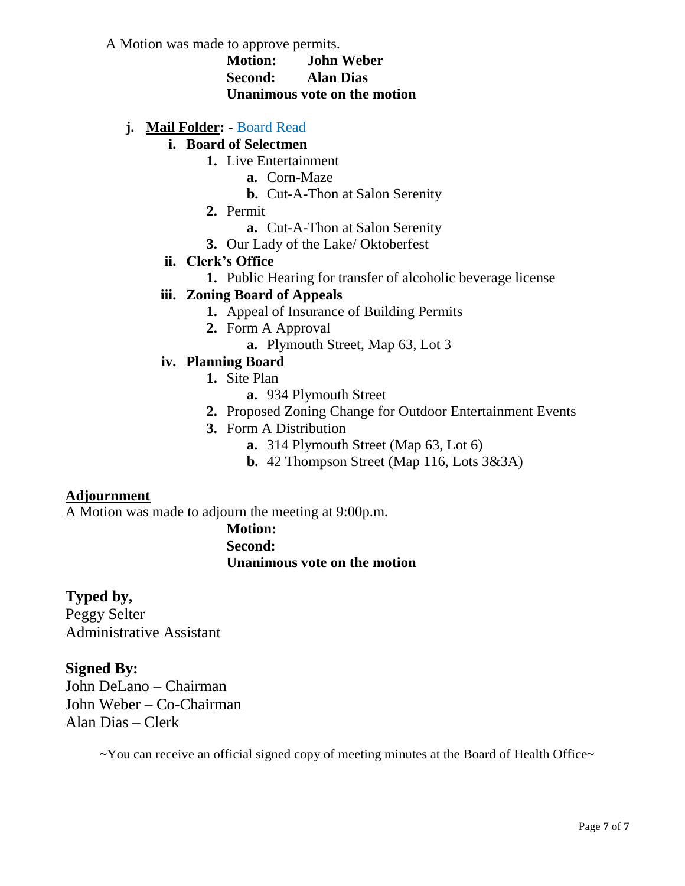A Motion was made to approve permits.

**Motion:** **John Weber**
**Second:** **Alan Dias**
**Unanimous vote on the motion**

- **j. Mail Folder:** - Board Read
  - **i. Board of Selectmen**
    1. Live Entertainment
       - **a.** Corn-Maze
       - **b.** Cut-A-Thon at Salon Serenity
    2. Permit
       - **a.** Cut-A-Thon at Salon Serenity
    3. Our Lady of the Lake/ Oktoberfest
  - **ii. Clerk's Office**
    1. Public Hearing for transfer of alcoholic beverage license
  - **iii. Zoning Board of Appeals**
    1. Appeal of Insurance of Building Permits
    2. Form A Approval
       - **a.** Plymouth Street, Map 63, Lot 3
  - **iv. Planning Board**
    1. Site Plan
       - **a.** 934 Plymouth Street
    2. Proposed Zoning Change for Outdoor Entertainment Events
    3. Form A Distribution
       - **a.** 314 Plymouth Street (Map 63, Lot 6)
       - **b.** 42 Thompson Street (Map 116, Lots 3&3A)

**Adjournment**

A Motion was made to adjourn the meeting at 9:00p.m.

**Motion:**
**Second:**
**Unanimous vote on the motion**

**Typed by,**
Peggy Selter
Administrative Assistant

**Signed By:**
John DeLano – Chairman
John Weber – Co-Chairman
Alan Dias – Clerk

~You can receive an official signed copy of meeting minutes at the Board of Health Office~